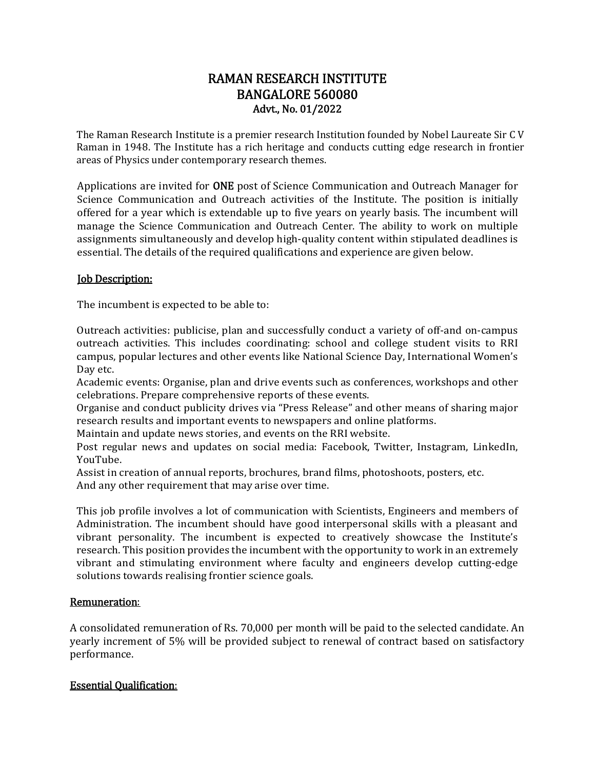# RAMAN RESEARCH INSTITUTE
# BANGALORE 560080
### Advt., No. 01/2022

The Raman Research Institute is a premier research Institution founded by Nobel Laureate Sir C V Raman in 1948. The Institute has a rich heritage and conducts cutting edge research in frontier areas of Physics under contemporary research themes.

Applications are invited for **ONE** post of Science Communication and Outreach Manager for Science Communication and Outreach activities of the Institute. The position is initially offered for a year which is extendable up to five years on yearly basis. The incumbent will manage the Science Communication and Outreach Center. The ability to work on multiple assignments simultaneously and develop high-quality content within stipulated deadlines is essential. The details of the required qualifications and experience are given below.

## Job Description:

The incumbent is expected to be able to:

Outreach activities: publicise, plan and successfully conduct a variety of off-and on-campus outreach activities. This includes coordinating: school and college student visits to RRI campus, popular lectures and other events like National Science Day, International Women's Day etc.

Academic events: Organise, plan and drive events such as conferences, workshops and other celebrations. Prepare comprehensive reports of these events.

Organise and conduct publicity drives via "Press Release" and other means of sharing major research results and important events to newspapers and online platforms.

Maintain and update news stories, and events on the RRI website.

Post regular news and updates on social media: Facebook, Twitter, Instagram, LinkedIn, YouTube.

Assist in creation of annual reports, brochures, brand films, photoshoots, posters, etc.

And any other requirement that may arise over time.

This job profile involves a lot of communication with Scientists, Engineers and members of Administration. The incumbent should have good interpersonal skills with a pleasant and vibrant personality. The incumbent is expected to creatively showcase the Institute's research. This position provides the incumbent with the opportunity to work in an extremely vibrant and stimulating environment where faculty and engineers develop cutting-edge solutions towards realising frontier science goals.

## Remuneration:

A consolidated remuneration of Rs. 70,000 per month will be paid to the selected candidate. An yearly increment of 5% will be provided subject to renewal of contract based on satisfactory performance.

## Essential Qualification: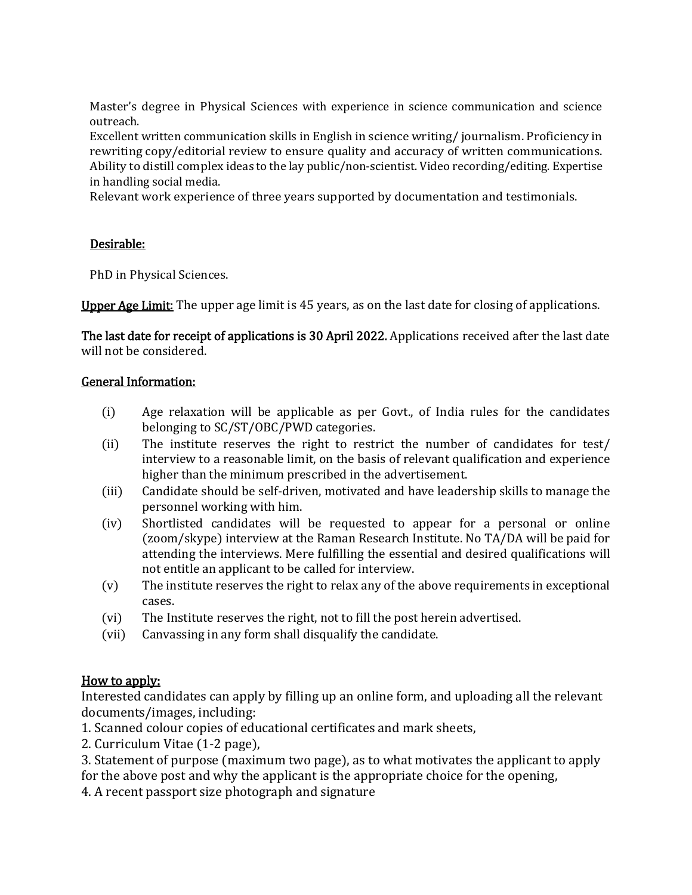Master's degree in Physical Sciences with experience in science communication and science outreach.

Excellent written communication skills in English in science writing/ journalism. Proficiency in rewriting copy/editorial review to ensure quality and accuracy of written communications. Ability to distill complex ideas to the lay public/non-scientist. Video recording/editing. Expertise in handling social media.

Relevant work experience of three years supported by documentation and testimonials.

<u>Desirable:</u>

PhD in Physical Sciences.

<u>Upper Age Limit</u>: The upper age limit is 45 years, as on the last date for closing of applications.

**The last date for receipt of applications is 30 April 2022.** Applications received after the last date will not be considered.

<u>General Information:</u>

(i) Age relaxation will be applicable as per Govt., of India rules for the candidates belonging to SC/ST/OBC/PWD categories.

(ii) The institute reserves the right to restrict the number of candidates for test/ interview to a reasonable limit, on the basis of relevant qualification and experience higher than the minimum prescribed in the advertisement.

(iii) Candidate should be self-driven, motivated and have leadership skills to manage the personnel working with him.

(iv) Shortlisted candidates will be requested to appear for a personal or online (zoom/skype) interview at the Raman Research Institute. No TA/DA will be paid for attending the interviews. Mere fulfilling the essential and desired qualifications will not entitle an applicant to be called for interview.

(v) The institute reserves the right to relax any of the above requirements in exceptional cases.

(vi) The Institute reserves the right, not to fill the post herein advertised.

(vii) Canvassing in any form shall disqualify the candidate.

<u>How to apply:</u>

Interested candidates can apply by filling up an online form, and uploading all the relevant documents/images, including:

1. Scanned colour copies of educational certificates and mark sheets,
2. Curriculum Vitae (1-2 page),
3. Statement of purpose (maximum two page), as to what motivates the applicant to apply for the above post and why the applicant is the appropriate choice for the opening,
4. A recent passport size photograph and signature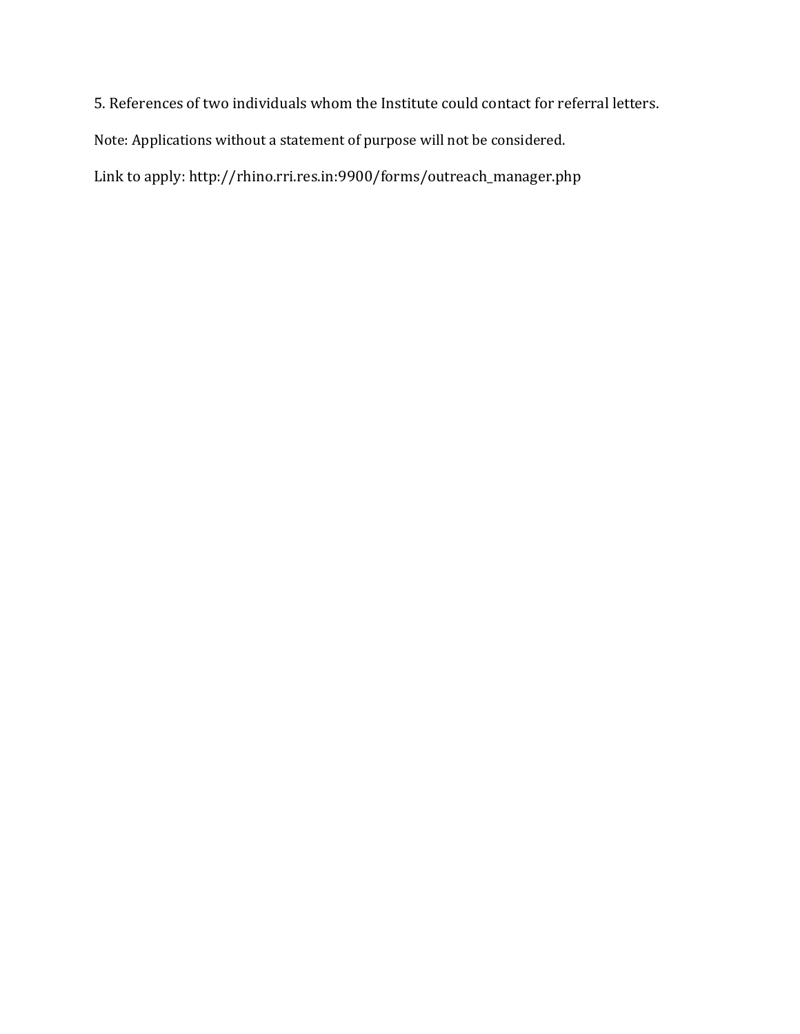5. References of two individuals whom the Institute could contact for referral letters.

Note: Applications without a statement of purpose will not be considered.

Link to apply: http://rhino.rri.res.in:9900/forms/outreach_manager.php